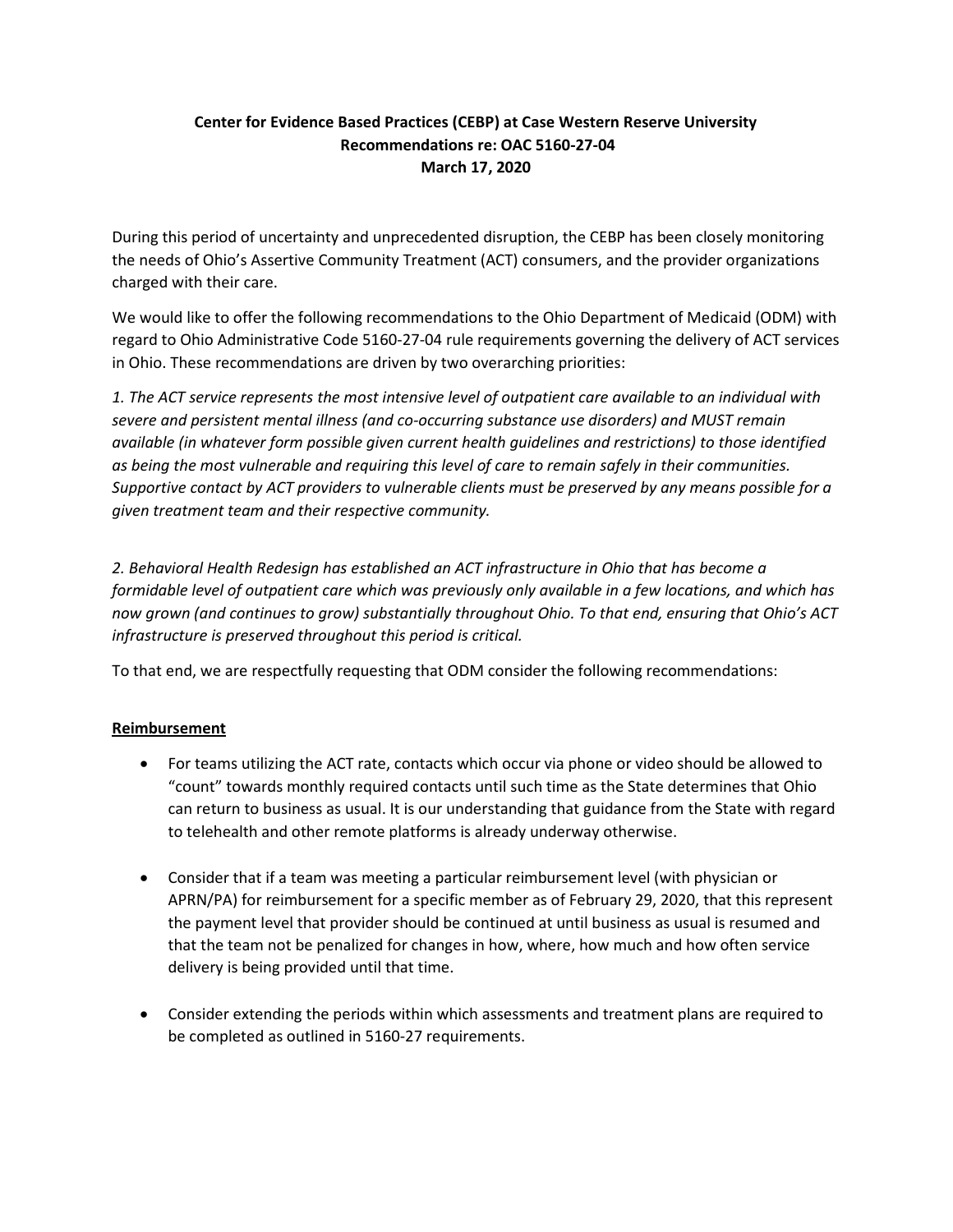**Center for Evidence Based Practices (CEBP) at Case Western Reserve University**
**Recommendations re: OAC 5160-27-04**
**March 17, 2020**

During this period of uncertainty and unprecedented disruption, the CEBP has been closely monitoring the needs of Ohio's Assertive Community Treatment (ACT) consumers, and the provider organizations charged with their care.

We would like to offer the following recommendations to the Ohio Department of Medicaid (ODM) with regard to Ohio Administrative Code 5160-27-04 rule requirements governing the delivery of ACT services in Ohio. These recommendations are driven by two overarching priorities:

*1. The ACT service represents the most intensive level of outpatient care available to an individual with severe and persistent mental illness (and co-occurring substance use disorders) and MUST remain available (in whatever form possible given current health guidelines and restrictions) to those identified as being the most vulnerable and requiring this level of care to remain safely in their communities. Supportive contact by ACT providers to vulnerable clients must be preserved by any means possible for a given treatment team and their respective community.*

*2. Behavioral Health Redesign has established an ACT infrastructure in Ohio that has become a formidable level of outpatient care which was previously only available in a few locations, and which has now grown (and continues to grow) substantially throughout Ohio. To that end, ensuring that Ohio's ACT infrastructure is preserved throughout this period is critical.*

To that end, we are respectfully requesting that ODM consider the following recommendations:

## Reimbursement

- For teams utilizing the ACT rate, contacts which occur via phone or video should be allowed to "count" towards monthly required contacts until such time as the State determines that Ohio can return to business as usual. It is our understanding that guidance from the State with regard to telehealth and other remote platforms is already underway otherwise.

- Consider that if a team was meeting a particular reimbursement level (with physician or APRN/PA) for reimbursement for a specific member as of February 29, 2020, that this represent the payment level that provider should be continued at until business as usual is resumed and that the team not be penalized for changes in how, where, how much and how often service delivery is being provided until that time.

- Consider extending the periods within which assessments and treatment plans are required to be completed as outlined in 5160-27 requirements.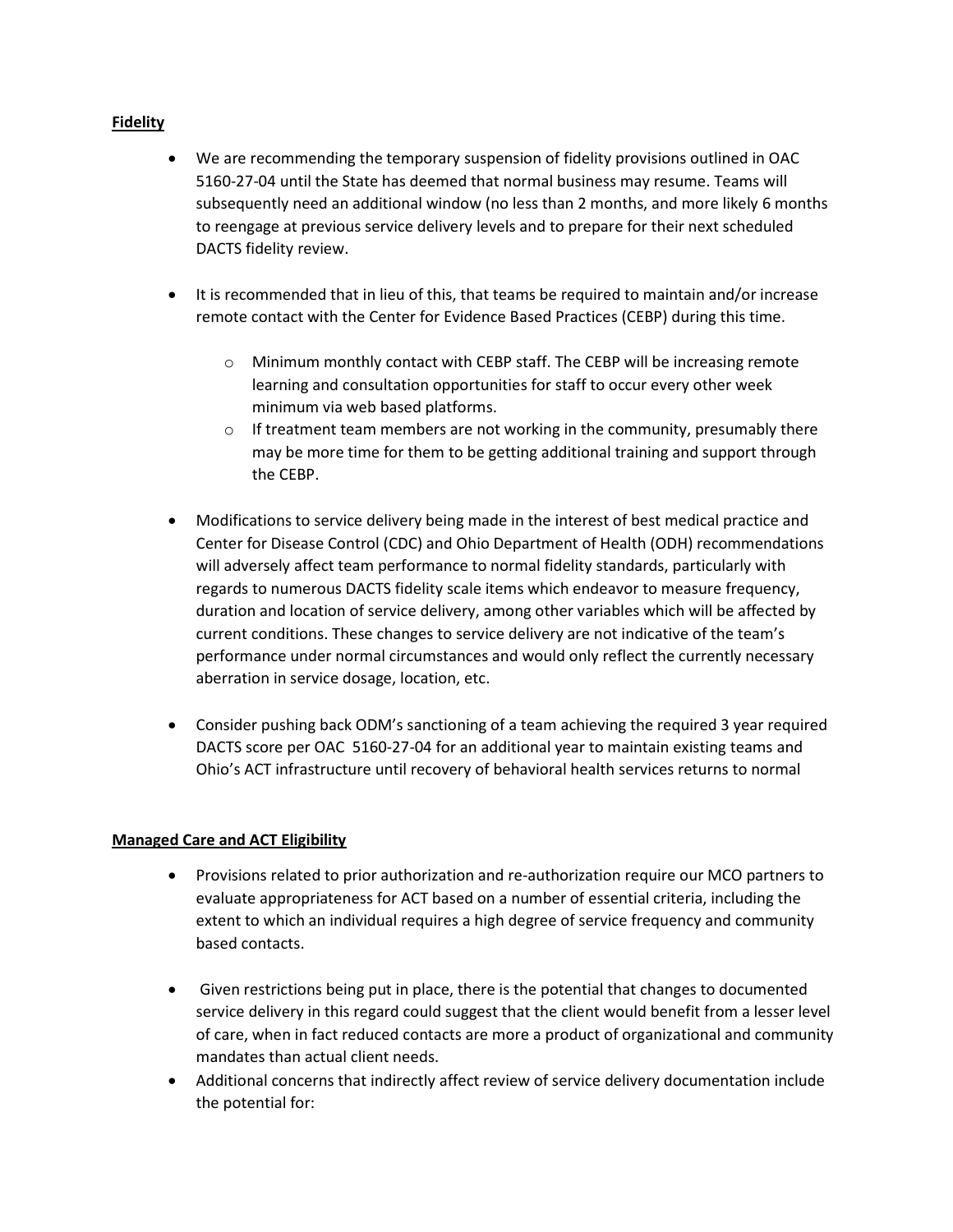**Fidelity**

- We are recommending the temporary suspension of fidelity provisions outlined in OAC 5160-27-04 until the State has deemed that normal business may resume. Teams will subsequently need an additional window (no less than 2 months, and more likely 6 months to reengage at previous service delivery levels and to prepare for their next scheduled DACTS fidelity review.

- It is recommended that in lieu of this, that teams be required to maintain and/or increase remote contact with the Center for Evidence Based Practices (CEBP) during this time.
  - Minimum monthly contact with CEBP staff. The CEBP will be increasing remote learning and consultation opportunities for staff to occur every other week minimum via web based platforms.
  - If treatment team members are not working in the community, presumably there may be more time for them to be getting additional training and support through the CEBP.

- Modifications to service delivery being made in the interest of best medical practice and Center for Disease Control (CDC) and Ohio Department of Health (ODH) recommendations will adversely affect team performance to normal fidelity standards, particularly with regards to numerous DACTS fidelity scale items which endeavor to measure frequency, duration and location of service delivery, among other variables which will be affected by current conditions. These changes to service delivery are not indicative of the team's performance under normal circumstances and would only reflect the currently necessary aberration in service dosage, location, etc.

- Consider pushing back ODM's sanctioning of a team achieving the required 3 year required DACTS score per OAC 5160-27-04 for an additional year to maintain existing teams and Ohio's ACT infrastructure until recovery of behavioral health services returns to normal

**Managed Care and ACT Eligibility**

- Provisions related to prior authorization and re-authorization require our MCO partners to evaluate appropriateness for ACT based on a number of essential criteria, including the extent to which an individual requires a high degree of service frequency and community based contacts.

- Given restrictions being put in place, there is the potential that changes to documented service delivery in this regard could suggest that the client would benefit from a lesser level of care, when in fact reduced contacts are more a product of organizational and community mandates than actual client needs.
- Additional concerns that indirectly affect review of service delivery documentation include the potential for: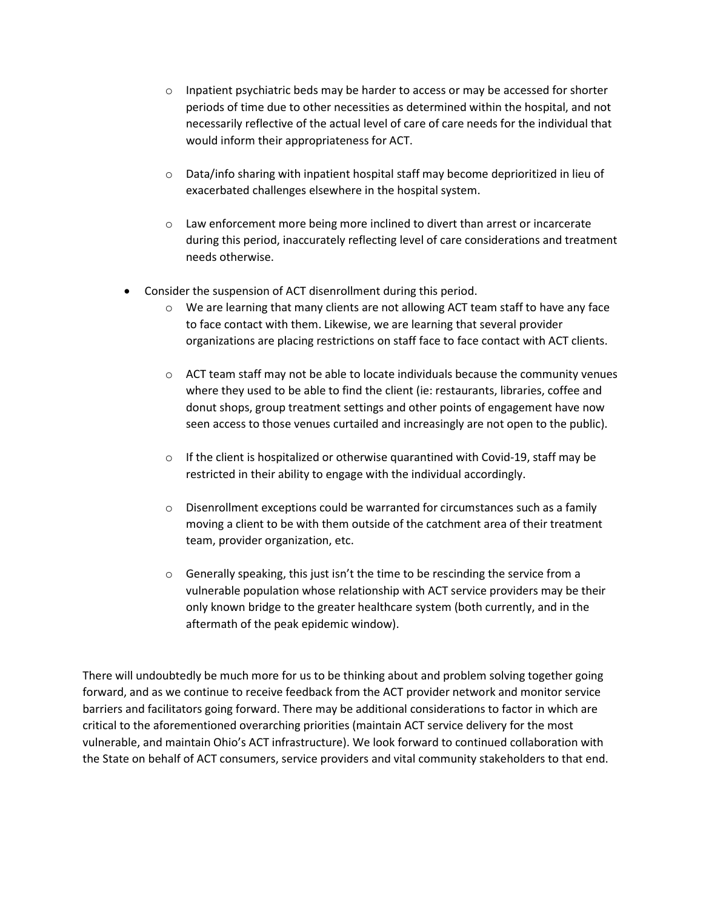- Inpatient psychiatric beds may be harder to access or may be accessed for shorter periods of time due to other necessities as determined within the hospital, and not necessarily reflective of the actual level of care of care needs for the individual that would inform their appropriateness for ACT.

    - Data/info sharing with inpatient hospital staff may become deprioritized in lieu of exacerbated challenges elsewhere in the hospital system.

    - Law enforcement more being more inclined to divert than arrest or incarcerate during this period, inaccurately reflecting level of care considerations and treatment needs otherwise.

- Consider the suspension of ACT disenrollment during this period.
    - We are learning that many clients are not allowing ACT team staff to have any face to face contact with them. Likewise, we are learning that several provider organizations are placing restrictions on staff face to face contact with ACT clients.

    - ACT team staff may not be able to locate individuals because the community venues where they used to be able to find the client (ie: restaurants, libraries, coffee and donut shops, group treatment settings and other points of engagement have now seen access to those venues curtailed and increasingly are not open to the public).

    - If the client is hospitalized or otherwise quarantined with Covid-19, staff may be restricted in their ability to engage with the individual accordingly.

    - Disenrollment exceptions could be warranted for circumstances such as a family moving a client to be with them outside of the catchment area of their treatment team, provider organization, etc.

    - Generally speaking, this just isn't the time to be rescinding the service from a vulnerable population whose relationship with ACT service providers may be their only known bridge to the greater healthcare system (both currently, and in the aftermath of the peak epidemic window).

There will undoubtedly be much more for us to be thinking about and problem solving together going forward, and as we continue to receive feedback from the ACT provider network and monitor service barriers and facilitators going forward. There may be additional considerations to factor in which are critical to the aforementioned overarching priorities (maintain ACT service delivery for the most vulnerable, and maintain Ohio's ACT infrastructure). We look forward to continued collaboration with the State on behalf of ACT consumers, service providers and vital community stakeholders to that end.